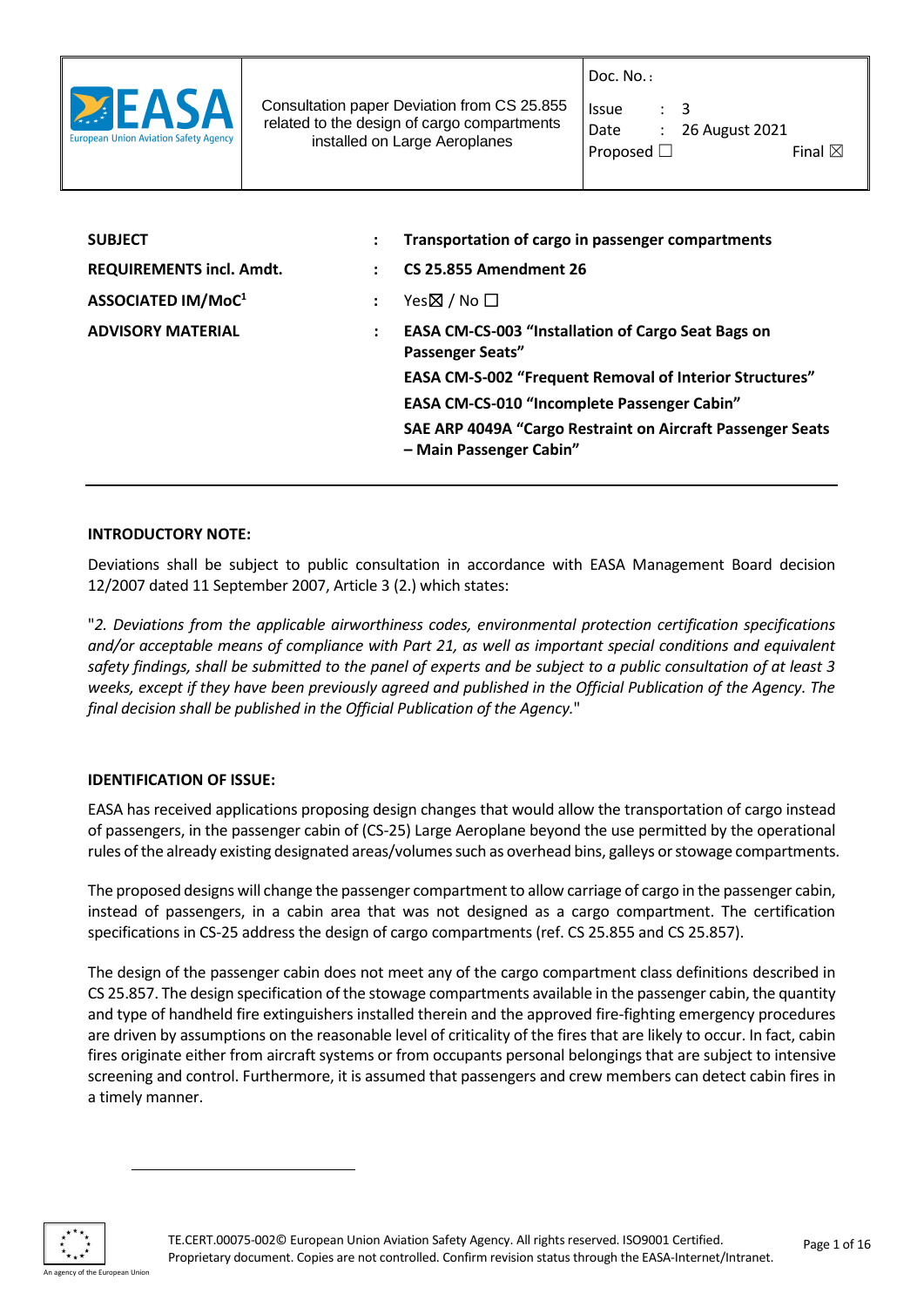| | Consultation paper Deviation from CS 25.855 related to the design of cargo compartments installed on Large Aeroplanes | Doc. No.: <br> Issue : 3 <br> Date : 26 August 2021 <br> Proposed ☐ Final ☒ |
|---|---|---|

| | | |
|---|---|---|
| **SUBJECT** | : | **Transportation of cargo in passenger compartments** |
| **REQUIREMENTS incl. Amdt.** | : | **CS 25.855 Amendment 26** |
| **ASSOCIATED IM/MoC**[1] | : | Yes☒ / No ☐ |
| **ADVISORY MATERIAL** | : | **EASA CM-CS-003 "Installation of Cargo Seat Bags on Passenger Seats"** <br> **EASA CM-S-002 "Frequent Removal of Interior Structures"** <br> **EASA CM-CS-010 "Incomplete Passenger Cabin"** <br> **SAE ARP 4049A "Cargo Restraint on Aircraft Passenger Seats – Main Passenger Cabin"** |

**INTRODUCTORY NOTE:**

Deviations shall be subject to public consultation in accordance with EASA Management Board decision 12/2007 dated 11 September 2007, Article 3 (2.) which states:

"*2. Deviations from the applicable airworthiness codes, environmental protection certification specifications and/or acceptable means of compliance with Part 21, as well as important special conditions and equivalent safety findings, shall be submitted to the panel of experts and be subject to a public consultation of at least 3 weeks, except if they have been previously agreed and published in the Official Publication of the Agency. The final decision shall be published in the Official Publication of the Agency.*"

**IDENTIFICATION OF ISSUE:**

EASA has received applications proposing design changes that would allow the transportation of cargo instead of passengers, in the passenger cabin of (CS-25) Large Aeroplane beyond the use permitted by the operational rules of the already existing designated areas/volumes such as overhead bins, galleys or stowage compartments.

The proposed designs will change the passenger compartment to allow carriage of cargo in the passenger cabin, instead of passengers, in a cabin area that was not designed as a cargo compartment. The certification specifications in CS-25 address the design of cargo compartments (ref. CS 25.855 and CS 25.857).

The design of the passenger cabin does not meet any of the cargo compartment class definitions described in CS 25.857. The design specification of the stowage compartments available in the passenger cabin, the quantity and type of handheld fire extinguishers installed therein and the approved fire-fighting emergency procedures are driven by assumptions on the reasonable level of criticality of the fires that are likely to occur. In fact, cabin fires originate either from aircraft systems or from occupants personal belongings that are subject to intensive screening and control. Furthermore, it is assumed that passengers and crew members can detect cabin fires in a timely manner.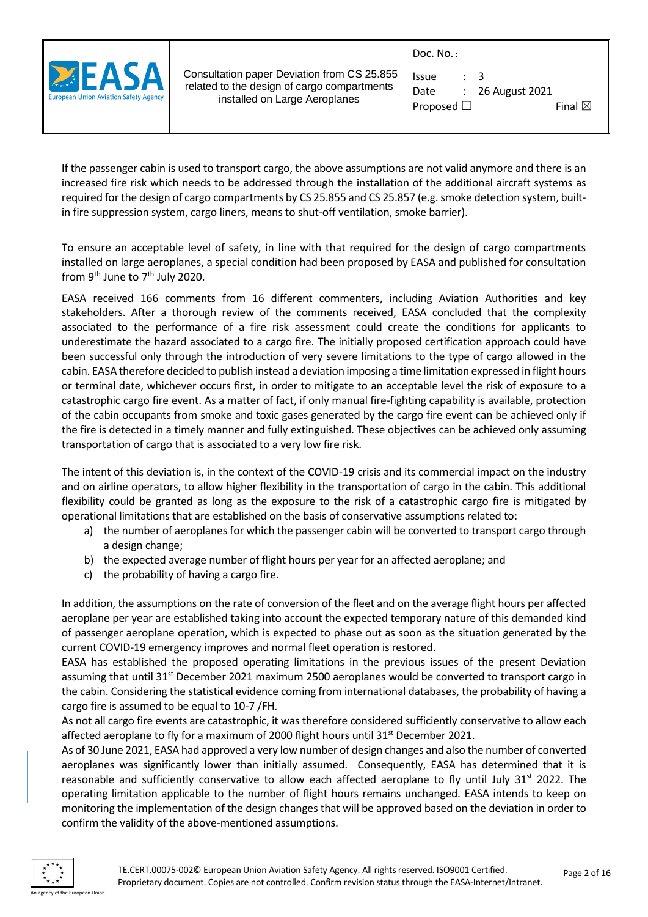If the passenger cabin is used to transport cargo, the above assumptions are not valid anymore and there is an increased fire risk which needs to be addressed through the installation of the additional aircraft systems as required for the design of cargo compartments by CS 25.855 and CS 25.857 (e.g. smoke detection system, built-in fire suppression system, cargo liners, means to shut-off ventilation, smoke barrier).

To ensure an acceptable level of safety, in line with that required for the design of cargo compartments installed on large aeroplanes, a special condition had been proposed by EASA and published for consultation from 9th June to 7th July 2020.

EASA received 166 comments from 16 different commenters, including Aviation Authorities and key stakeholders. After a thorough review of the comments received, EASA concluded that the complexity associated to the performance of a fire risk assessment could create the conditions for applicants to underestimate the hazard associated to a cargo fire. The initially proposed certification approach could have been successful only through the introduction of very severe limitations to the type of cargo allowed in the cabin. EASA therefore decided to publish instead a deviation imposing a time limitation expressed in flight hours or terminal date, whichever occurs first, in order to mitigate to an acceptable level the risk of exposure to a catastrophic cargo fire event. As a matter of fact, if only manual fire-fighting capability is available, protection of the cabin occupants from smoke and toxic gases generated by the cargo fire event can be achieved only if the fire is detected in a timely manner and fully extinguished. These objectives can be achieved only assuming transportation of cargo that is associated to a very low fire risk.

The intent of this deviation is, in the context of the COVID-19 crisis and its commercial impact on the industry and on airline operators, to allow higher flexibility in the transportation of cargo in the cabin. This additional flexibility could be granted as long as the exposure to the risk of a catastrophic cargo fire is mitigated by operational limitations that are established on the basis of conservative assumptions related to:

a) the number of aeroplanes for which the passenger cabin will be converted to transport cargo through a design change;
b) the expected average number of flight hours per year for an affected aeroplane; and
c) the probability of having a cargo fire.

In addition, the assumptions on the rate of conversion of the fleet and on the average flight hours per affected aeroplane per year are established taking into account the expected temporary nature of this demanded kind of passenger aeroplane operation, which is expected to phase out as soon as the situation generated by the current COVID-19 emergency improves and normal fleet operation is restored.

EASA has established the proposed operating limitations in the previous issues of the present Deviation assuming that until 31st December 2021 maximum 2500 aeroplanes would be converted to transport cargo in the cabin. Considering the statistical evidence coming from international databases, the probability of having a cargo fire is assumed to be equal to $10^{-7}$ /FH.

As not all cargo fire events are catastrophic, it was therefore considered sufficiently conservative to allow each affected aeroplane to fly for a maximum of 2000 flight hours until 31st December 2021.

As of 30 June 2021, EASA had approved a very low number of design changes and also the number of converted aeroplanes was significantly lower than initially assumed. Consequently, EASA has determined that it is reasonable and sufficiently conservative to allow each affected aeroplane to fly until July 31st 2022. The operating limitation applicable to the number of flight hours remains unchanged. EASA intends to keep on monitoring the implementation of the design changes that will be approved based on the deviation in order to confirm the validity of the above-mentioned assumptions.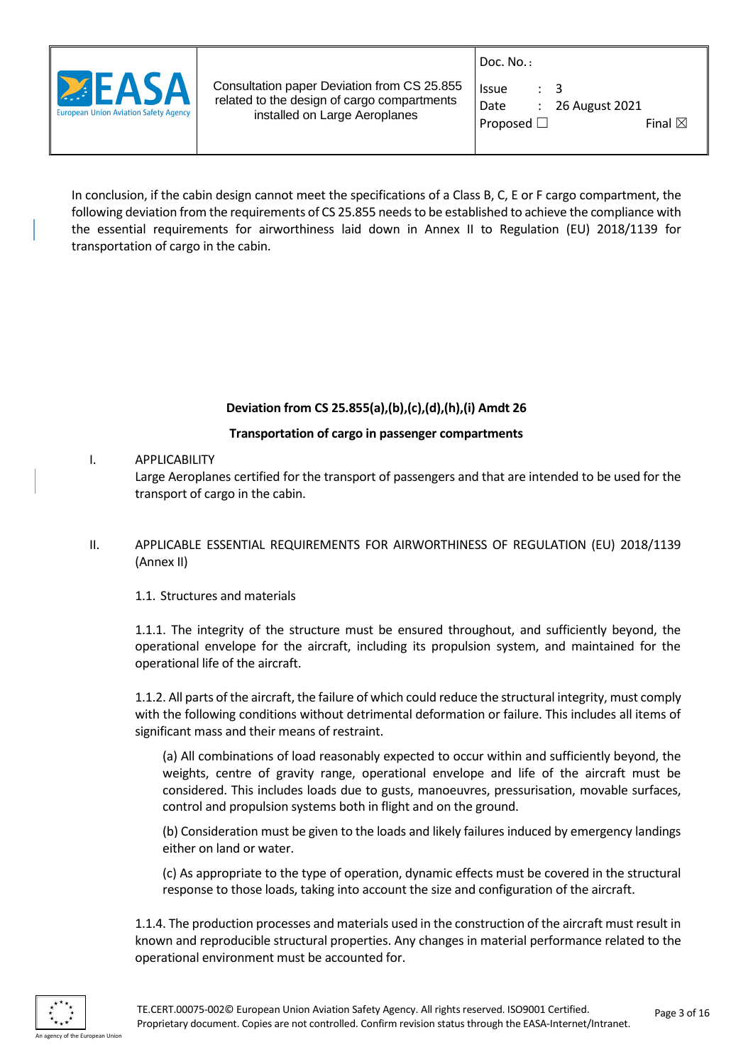In conclusion, if the cabin design cannot meet the specifications of a Class B, C, E or F cargo compartment, the following deviation from the requirements of CS 25.855 needs to be established to achieve the compliance with the essential requirements for airworthiness laid down in Annex II to Regulation (EU) 2018/1139 for transportation of cargo in the cabin.

**Deviation from CS 25.855(a),(b),(c),(d),(h),(i) Amdt 26**

**Transportation of cargo in passenger compartments**

I. APPLICABILITY

Large Aeroplanes certified for the transport of passengers and that are intended to be used for the transport of cargo in the cabin.

II. APPLICABLE ESSENTIAL REQUIREMENTS FOR AIRWORTHINESS OF REGULATION (EU) 2018/1139 (Annex II)

1.1. Structures and materials

1.1.1. The integrity of the structure must be ensured throughout, and sufficiently beyond, the operational envelope for the aircraft, including its propulsion system, and maintained for the operational life of the aircraft.

1.1.2. All parts of the aircraft, the failure of which could reduce the structural integrity, must comply with the following conditions without detrimental deformation or failure. This includes all items of significant mass and their means of restraint.

(a) All combinations of load reasonably expected to occur within and sufficiently beyond, the weights, centre of gravity range, operational envelope and life of the aircraft must be considered. This includes loads due to gusts, manoeuvres, pressurisation, movable surfaces, control and propulsion systems both in flight and on the ground.

(b) Consideration must be given to the loads and likely failures induced by emergency landings either on land or water.

(c) As appropriate to the type of operation, dynamic effects must be covered in the structural response to those loads, taking into account the size and configuration of the aircraft.

1.1.4. The production processes and materials used in the construction of the aircraft must result in known and reproducible structural properties. Any changes in material performance related to the operational environment must be accounted for.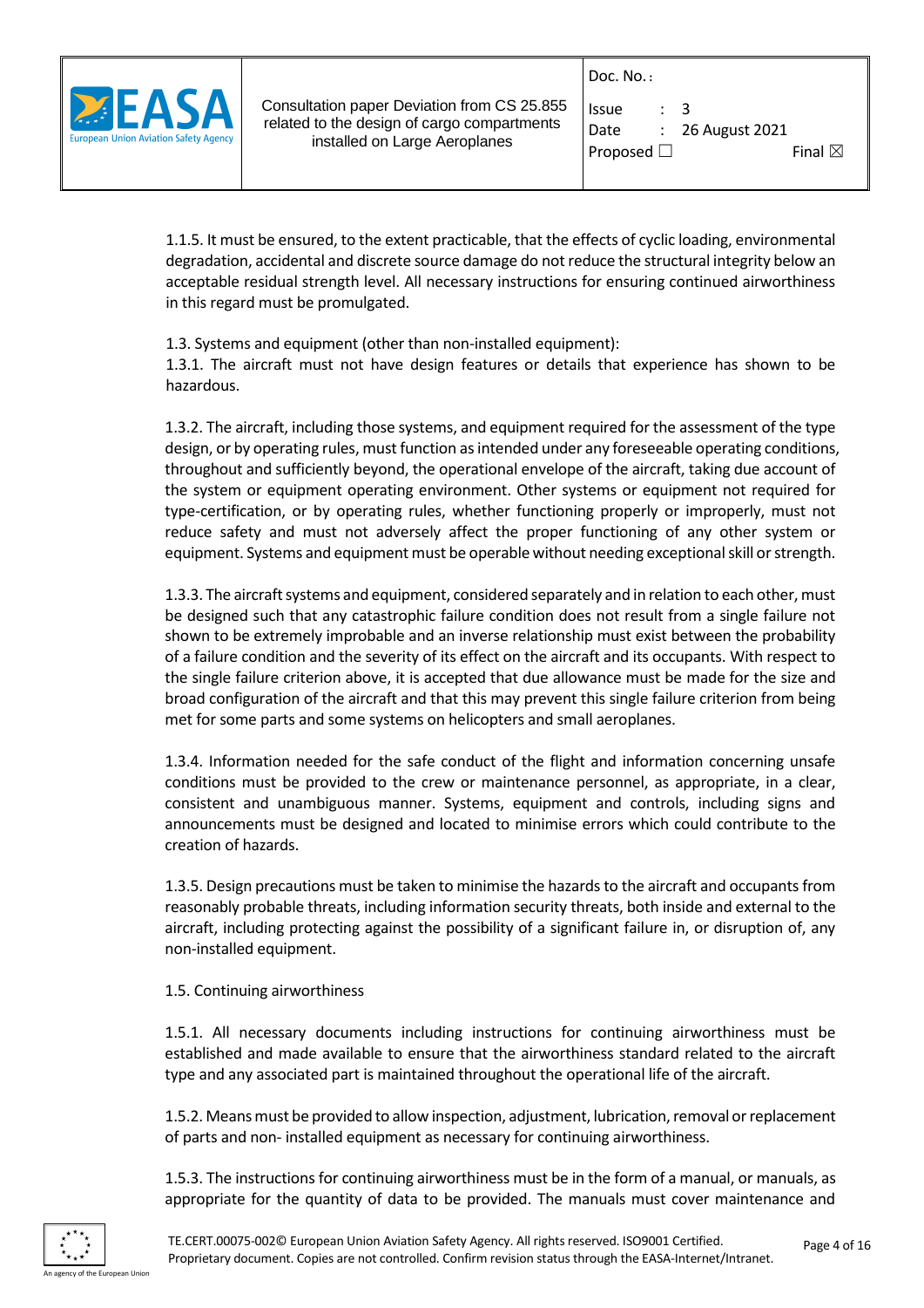1.1.5. It must be ensured, to the extent practicable, that the effects of cyclic loading, environmental degradation, accidental and discrete source damage do not reduce the structural integrity below an acceptable residual strength level. All necessary instructions for ensuring continued airworthiness in this regard must be promulgated.

1.3. Systems and equipment (other than non-installed equipment):

1.3.1. The aircraft must not have design features or details that experience has shown to be hazardous.

1.3.2. The aircraft, including those systems, and equipment required for the assessment of the type design, or by operating rules, must function as intended under any foreseeable operating conditions, throughout and sufficiently beyond, the operational envelope of the aircraft, taking due account of the system or equipment operating environment. Other systems or equipment not required for type-certification, or by operating rules, whether functioning properly or improperly, must not reduce safety and must not adversely affect the proper functioning of any other system or equipment. Systems and equipment must be operable without needing exceptional skill or strength.

1.3.3. The aircraft systems and equipment, considered separately and in relation to each other, must be designed such that any catastrophic failure condition does not result from a single failure not shown to be extremely improbable and an inverse relationship must exist between the probability of a failure condition and the severity of its effect on the aircraft and its occupants. With respect to the single failure criterion above, it is accepted that due allowance must be made for the size and broad configuration of the aircraft and that this may prevent this single failure criterion from being met for some parts and some systems on helicopters and small aeroplanes.

1.3.4. Information needed for the safe conduct of the flight and information concerning unsafe conditions must be provided to the crew or maintenance personnel, as appropriate, in a clear, consistent and unambiguous manner. Systems, equipment and controls, including signs and announcements must be designed and located to minimise errors which could contribute to the creation of hazards.

1.3.5. Design precautions must be taken to minimise the hazards to the aircraft and occupants from reasonably probable threats, including information security threats, both inside and external to the aircraft, including protecting against the possibility of a significant failure in, or disruption of, any non-installed equipment.

1.5. Continuing airworthiness

1.5.1. All necessary documents including instructions for continuing airworthiness must be established and made available to ensure that the airworthiness standard related to the aircraft type and any associated part is maintained throughout the operational life of the aircraft.

1.5.2. Means must be provided to allow inspection, adjustment, lubrication, removal or replacement of parts and non- installed equipment as necessary for continuing airworthiness.

1.5.3. The instructions for continuing airworthiness must be in the form of a manual, or manuals, as appropriate for the quantity of data to be provided. The manuals must cover maintenance and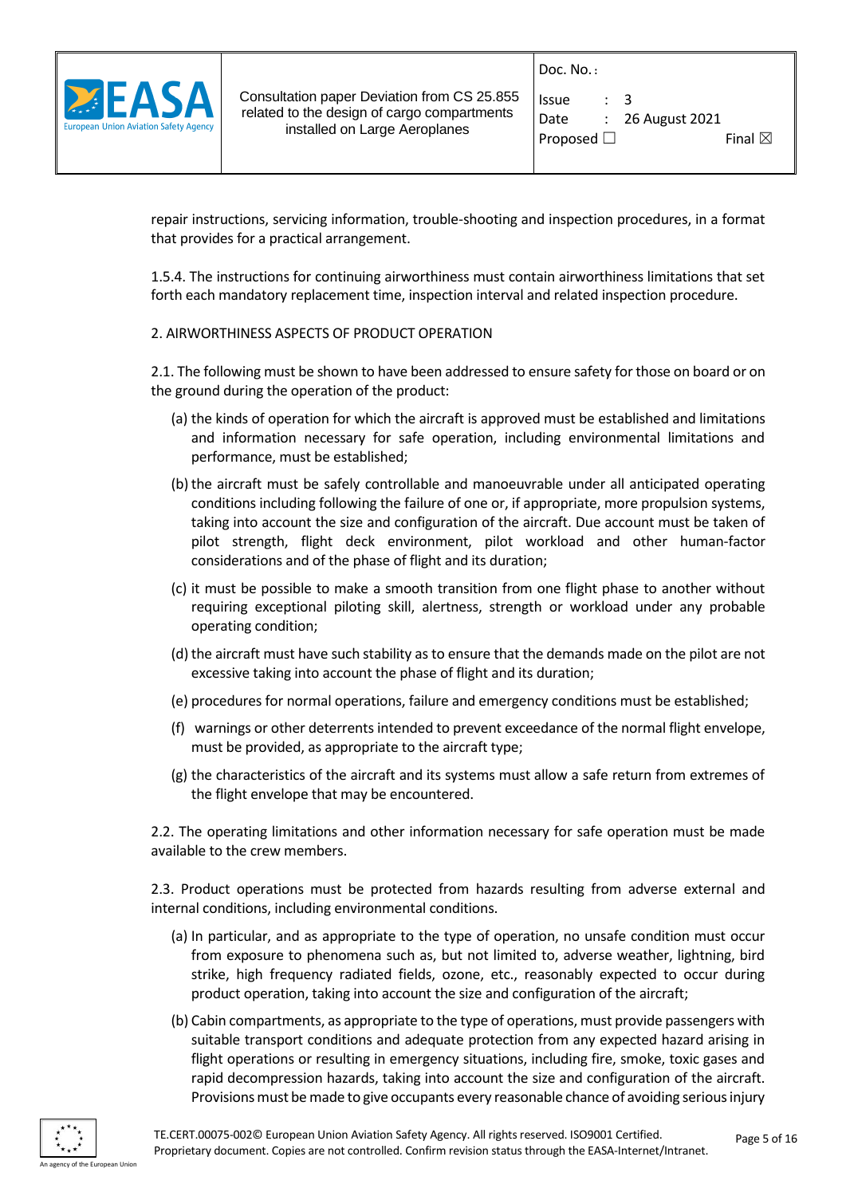repair instructions, servicing information, trouble-shooting and inspection procedures, in a format that provides for a practical arrangement.

1.5.4. The instructions for continuing airworthiness must contain airworthiness limitations that set forth each mandatory replacement time, inspection interval and related inspection procedure.

2. AIRWORTHINESS ASPECTS OF PRODUCT OPERATION

2.1. The following must be shown to have been addressed to ensure safety for those on board or on the ground during the operation of the product:

(a) the kinds of operation for which the aircraft is approved must be established and limitations and information necessary for safe operation, including environmental limitations and performance, must be established;

(b) the aircraft must be safely controllable and manoeuvrable under all anticipated operating conditions including following the failure of one or, if appropriate, more propulsion systems, taking into account the size and configuration of the aircraft. Due account must be taken of pilot strength, flight deck environment, pilot workload and other human-factor considerations and of the phase of flight and its duration;

(c) it must be possible to make a smooth transition from one flight phase to another without requiring exceptional piloting skill, alertness, strength or workload under any probable operating condition;

(d) the aircraft must have such stability as to ensure that the demands made on the pilot are not excessive taking into account the phase of flight and its duration;

(e) procedures for normal operations, failure and emergency conditions must be established;

(f) warnings or other deterrents intended to prevent exceedance of the normal flight envelope, must be provided, as appropriate to the aircraft type;

(g) the characteristics of the aircraft and its systems must allow a safe return from extremes of the flight envelope that may be encountered.

2.2. The operating limitations and other information necessary for safe operation must be made available to the crew members.

2.3. Product operations must be protected from hazards resulting from adverse external and internal conditions, including environmental conditions.

(a) In particular, and as appropriate to the type of operation, no unsafe condition must occur from exposure to phenomena such as, but not limited to, adverse weather, lightning, bird strike, high frequency radiated fields, ozone, etc., reasonably expected to occur during product operation, taking into account the size and configuration of the aircraft;

(b) Cabin compartments, as appropriate to the type of operations, must provide passengers with suitable transport conditions and adequate protection from any expected hazard arising in flight operations or resulting in emergency situations, including fire, smoke, toxic gases and rapid decompression hazards, taking into account the size and configuration of the aircraft. Provisions must be made to give occupants every reasonable chance of avoiding serious injury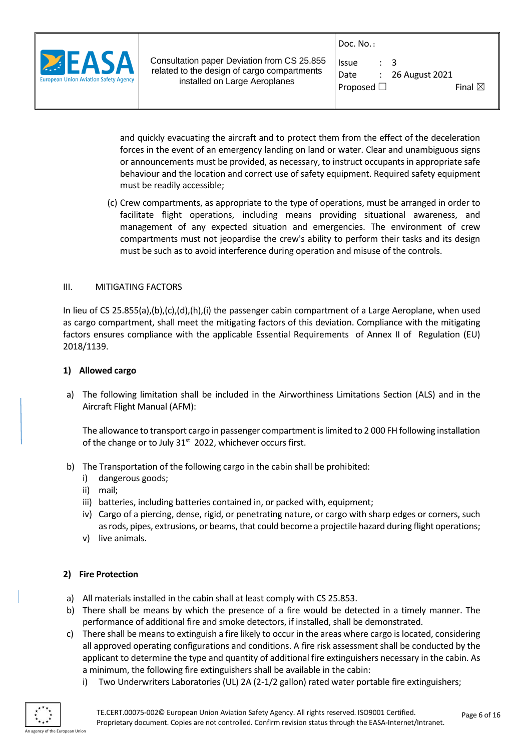and quickly evacuating the aircraft and to protect them from the effect of the deceleration forces in the event of an emergency landing on land or water. Clear and unambiguous signs or announcements must be provided, as necessary, to instruct occupants in appropriate safe behaviour and the location and correct use of safety equipment. Required safety equipment must be readily accessible;

(c) Crew compartments, as appropriate to the type of operations, must be arranged in order to facilitate flight operations, including means providing situational awareness, and management of any expected situation and emergencies. The environment of crew compartments must not jeopardise the crew's ability to perform their tasks and its design must be such as to avoid interference during operation and misuse of the controls.

III. MITIGATING FACTORS

In lieu of CS 25.855(a),(b),(c),(d),(h),(i) the passenger cabin compartment of a Large Aeroplane, when used as cargo compartment, shall meet the mitigating factors of this deviation. Compliance with the mitigating factors ensures compliance with the applicable Essential Requirements of Annex II of Regulation (EU) 2018/1139.

**1) Allowed cargo**

a) The following limitation shall be included in the Airworthiness Limitations Section (ALS) and in the Aircraft Flight Manual (AFM):

   The allowance to transport cargo in passenger compartment is limited to 2 000 FH following installation of the change or to July 31st 2022, whichever occurs first.

b) The Transportation of the following cargo in the cabin shall be prohibited:
   i) dangerous goods;
   ii) mail;
   iii) batteries, including batteries contained in, or packed with, equipment;
   iv) Cargo of a piercing, dense, rigid, or penetrating nature, or cargo with sharp edges or corners, such as rods, pipes, extrusions, or beams, that could become a projectile hazard during flight operations;
   v) live animals.

**2) Fire Protection**

a) All materials installed in the cabin shall at least comply with CS 25.853.
b) There shall be means by which the presence of a fire would be detected in a timely manner. The performance of additional fire and smoke detectors, if installed, shall be demonstrated.
c) There shall be means to extinguish a fire likely to occur in the areas where cargo is located, considering all approved operating configurations and conditions. A fire risk assessment shall be conducted by the applicant to determine the type and quantity of additional fire extinguishers necessary in the cabin. As a minimum, the following fire extinguishers shall be available in the cabin:
   i) Two Underwriters Laboratories (UL) 2A (2-1/2 gallon) rated water portable fire extinguishers;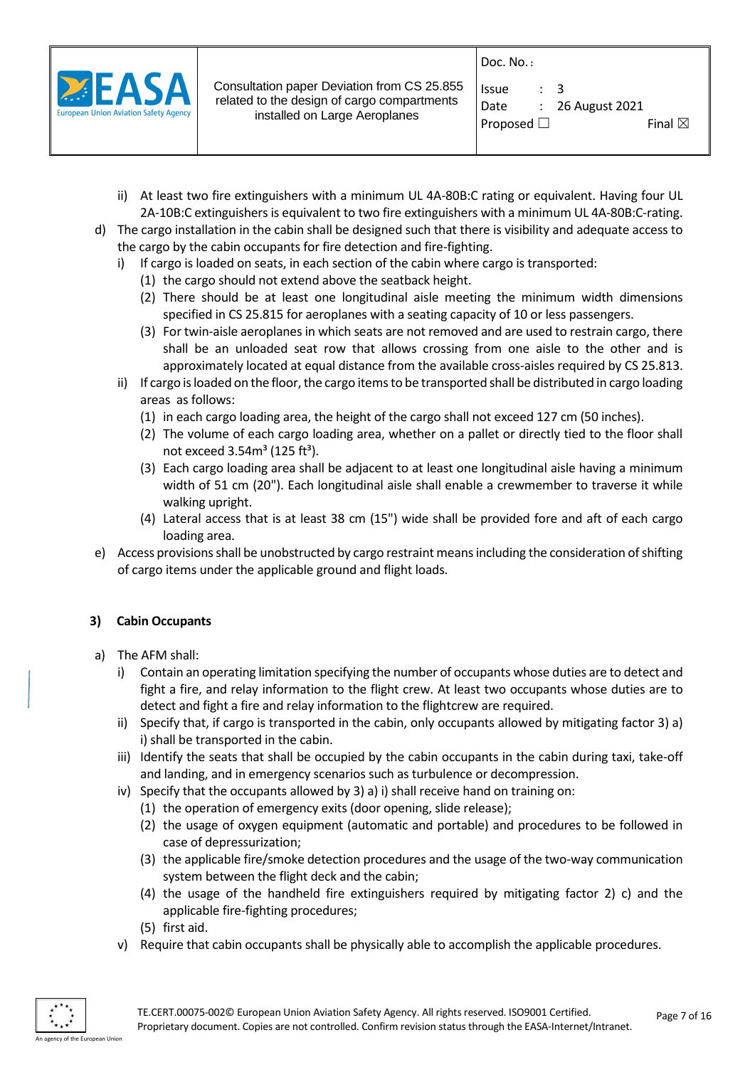ii) At least two fire extinguishers with a minimum UL 4A-80B:C rating or equivalent. Having four UL 2A-10B:C extinguishers is equivalent to two fire extinguishers with a minimum UL 4A-80B:C-rating.

d) The cargo installation in the cabin shall be designed such that there is visibility and adequate access to the cargo by the cabin occupants for fire detection and fire-fighting.

   i) If cargo is loaded on seats, in each section of the cabin where cargo is transported:

      (1) the cargo should not extend above the seatback height.

      (2) There should be at least one longitudinal aisle meeting the minimum width dimensions specified in CS 25.815 for aeroplanes with a seating capacity of 10 or less passengers.

      (3) For twin-aisle aeroplanes in which seats are not removed and are used to restrain cargo, there shall be an unloaded seat row that allows crossing from one aisle to the other and is approximately located at equal distance from the available cross-aisles required by CS 25.813.

   ii) If cargo is loaded on the floor, the cargo items to be transported shall be distributed in cargo loading areas as follows:

      (1) in each cargo loading area, the height of the cargo shall not exceed 127 cm (50 inches).

      (2) The volume of each cargo loading area, whether on a pallet or directly tied to the floor shall not exceed 3.54m³ (125 ft³).

      (3) Each cargo loading area shall be adjacent to at least one longitudinal aisle having a minimum width of 51 cm (20"). Each longitudinal aisle shall enable a crewmember to traverse it while walking upright.

      (4) Lateral access that is at least 38 cm (15") wide shall be provided fore and aft of each cargo loading area.

e) Access provisions shall be unobstructed by cargo restraint means including the consideration of shifting of cargo items under the applicable ground and flight loads.

### 3) Cabin Occupants

a) The AFM shall:

   i) Contain an operating limitation specifying the number of occupants whose duties are to detect and fight a fire, and relay information to the flight crew. At least two occupants whose duties are to detect and fight a fire and relay information to the flightcrew are required.

   ii) Specify that, if cargo is transported in the cabin, only occupants allowed by mitigating factor 3) a) i) shall be transported in the cabin.

   iii) Identify the seats that shall be occupied by the cabin occupants in the cabin during taxi, take-off and landing, and in emergency scenarios such as turbulence or decompression.

   iv) Specify that the occupants allowed by 3) a) i) shall receive hand on training on:

      (1) the operation of emergency exits (door opening, slide release);

      (2) the usage of oxygen equipment (automatic and portable) and procedures to be followed in case of depressurization;

      (3) the applicable fire/smoke detection procedures and the usage of the two-way communication system between the flight deck and the cabin;

      (4) the usage of the handheld fire extinguishers required by mitigating factor 2) c) and the applicable fire-fighting procedures;

      (5) first aid.

   v) Require that cabin occupants shall be physically able to accomplish the applicable procedures.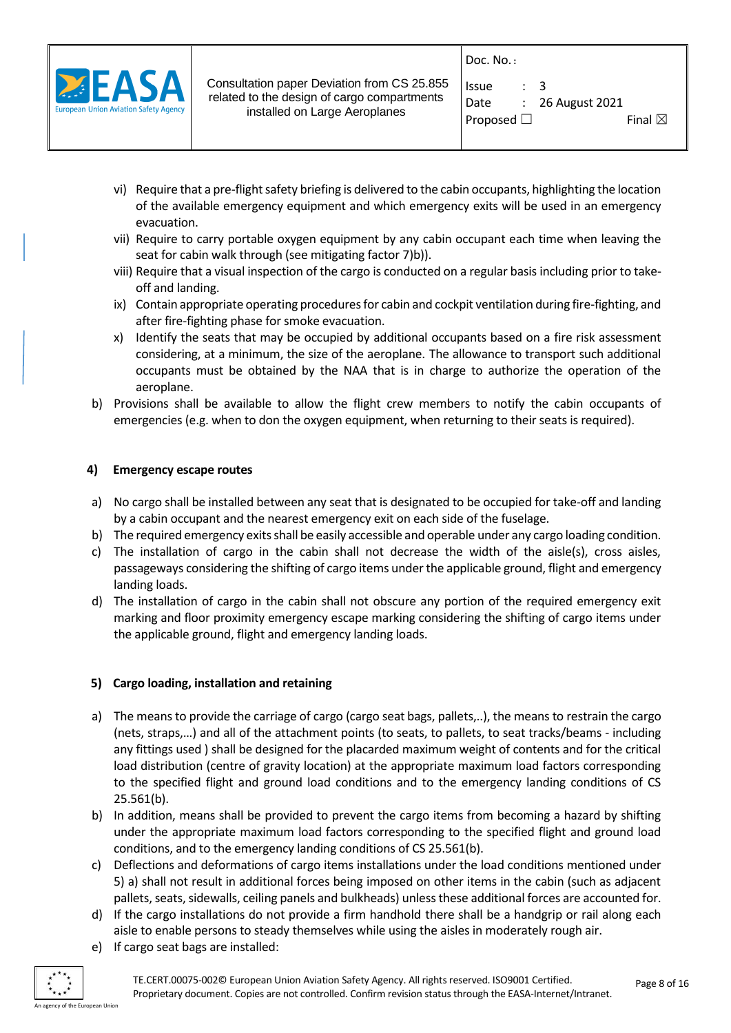vi) Require that a pre-flight safety briefing is delivered to the cabin occupants, highlighting the location of the available emergency equipment and which emergency exits will be used in an emergency evacuation.

vii) Require to carry portable oxygen equipment by any cabin occupant each time when leaving the seat for cabin walk through (see mitigating factor 7)b)).

viii) Require that a visual inspection of the cargo is conducted on a regular basis including prior to take-off and landing.

ix) Contain appropriate operating procedures for cabin and cockpit ventilation during fire-fighting, and after fire-fighting phase for smoke evacuation.

x) Identify the seats that may be occupied by additional occupants based on a fire risk assessment considering, at a minimum, the size of the aeroplane. The allowance to transport such additional occupants must be obtained by the NAA that is in charge to authorize the operation of the aeroplane.

b) Provisions shall be available to allow the flight crew members to notify the cabin occupants of emergencies (e.g. when to don the oxygen equipment, when returning to their seats is required).

**4) Emergency escape routes**

a) No cargo shall be installed between any seat that is designated to be occupied for take-off and landing by a cabin occupant and the nearest emergency exit on each side of the fuselage.

b) The required emergency exits shall be easily accessible and operable under any cargo loading condition.

c) The installation of cargo in the cabin shall not decrease the width of the aisle(s), cross aisles, passageways considering the shifting of cargo items under the applicable ground, flight and emergency landing loads.

d) The installation of cargo in the cabin shall not obscure any portion of the required emergency exit marking and floor proximity emergency escape marking considering the shifting of cargo items under the applicable ground, flight and emergency landing loads.

**5) Cargo loading, installation and retaining**

a) The means to provide the carriage of cargo (cargo seat bags, pallets,..), the means to restrain the cargo (nets, straps,…) and all of the attachment points (to seats, to pallets, to seat tracks/beams - including any fittings used ) shall be designed for the placarded maximum weight of contents and for the critical load distribution (centre of gravity location) at the appropriate maximum load factors corresponding to the specified flight and ground load conditions and to the emergency landing conditions of CS 25.561(b).

b) In addition, means shall be provided to prevent the cargo items from becoming a hazard by shifting under the appropriate maximum load factors corresponding to the specified flight and ground load conditions, and to the emergency landing conditions of CS 25.561(b).

c) Deflections and deformations of cargo items installations under the load conditions mentioned under 5) a) shall not result in additional forces being imposed on other items in the cabin (such as adjacent pallets, seats, sidewalls, ceiling panels and bulkheads) unless these additional forces are accounted for.

d) If the cargo installations do not provide a firm handhold there shall be a handgrip or rail along each aisle to enable persons to steady themselves while using the aisles in moderately rough air.

e) If cargo seat bags are installed: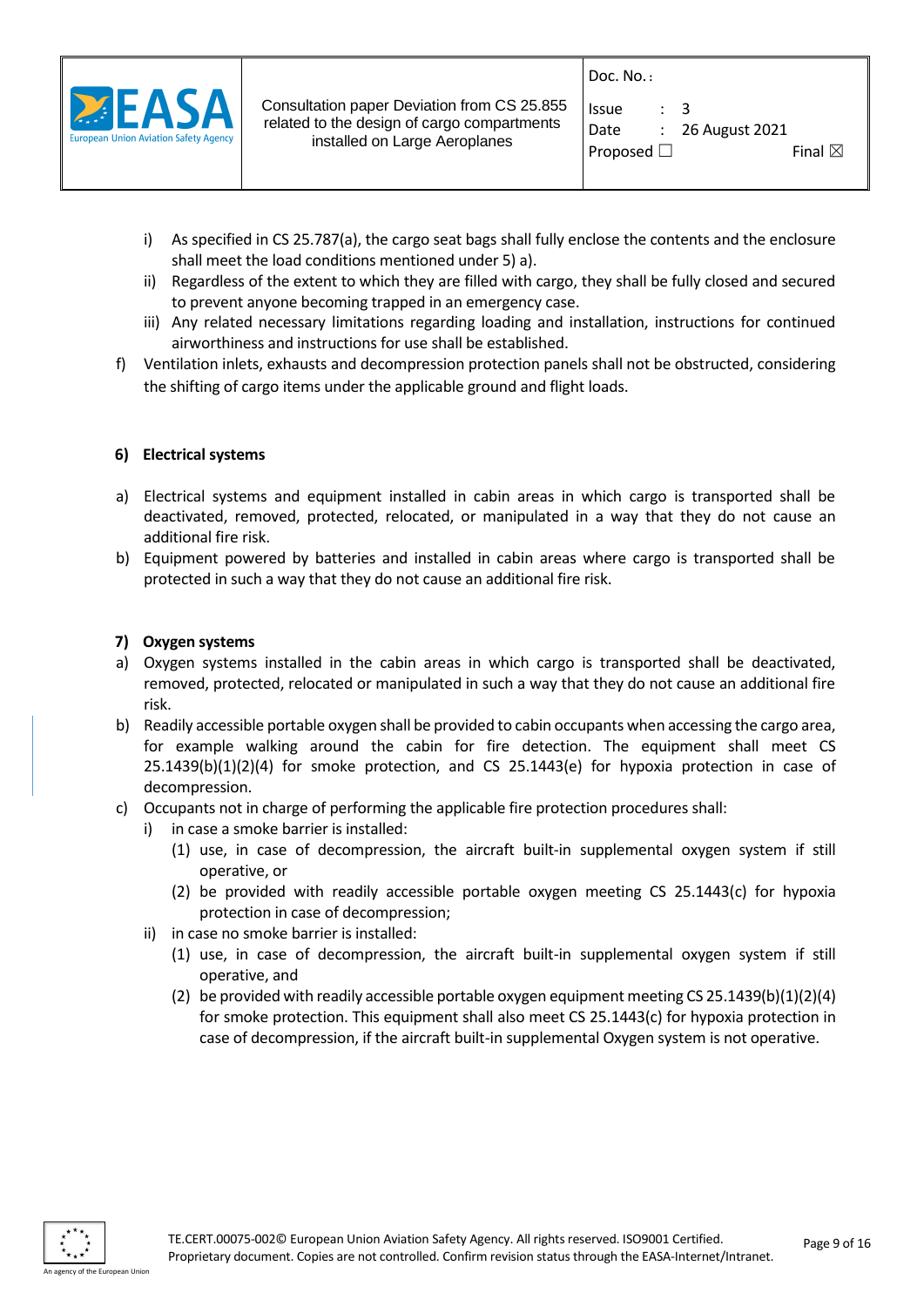i) As specified in CS 25.787(a), the cargo seat bags shall fully enclose the contents and the enclosure shall meet the load conditions mentioned under 5) a).

ii) Regardless of the extent to which they are filled with cargo, they shall be fully closed and secured to prevent anyone becoming trapped in an emergency case.

iii) Any related necessary limitations regarding loading and installation, instructions for continued airworthiness and instructions for use shall be established.

f) Ventilation inlets, exhausts and decompression protection panels shall not be obstructed, considering the shifting of cargo items under the applicable ground and flight loads.

### 6) Electrical systems

a) Electrical systems and equipment installed in cabin areas in which cargo is transported shall be deactivated, removed, protected, relocated, or manipulated in a way that they do not cause an additional fire risk.

b) Equipment powered by batteries and installed in cabin areas where cargo is transported shall be protected in such a way that they do not cause an additional fire risk.

### 7) Oxygen systems

a) Oxygen systems installed in the cabin areas in which cargo is transported shall be deactivated, removed, protected, relocated or manipulated in such a way that they do not cause an additional fire risk.

b) Readily accessible portable oxygen shall be provided to cabin occupants when accessing the cargo area, for example walking around the cabin for fire detection. The equipment shall meet CS 25.1439(b)(1)(2)(4) for smoke protection, and CS 25.1443(e) for hypoxia protection in case of decompression.

c) Occupants not in charge of performing the applicable fire protection procedures shall:

   i) in case a smoke barrier is installed:

      (1) use, in case of decompression, the aircraft built-in supplemental oxygen system if still operative, or

      (2) be provided with readily accessible portable oxygen meeting CS 25.1443(c) for hypoxia protection in case of decompression;

   ii) in case no smoke barrier is installed:

      (1) use, in case of decompression, the aircraft built-in supplemental oxygen system if still operative, and

      (2) be provided with readily accessible portable oxygen equipment meeting CS 25.1439(b)(1)(2)(4) for smoke protection. This equipment shall also meet CS 25.1443(c) for hypoxia protection in case of decompression, if the aircraft built-in supplemental Oxygen system is not operative.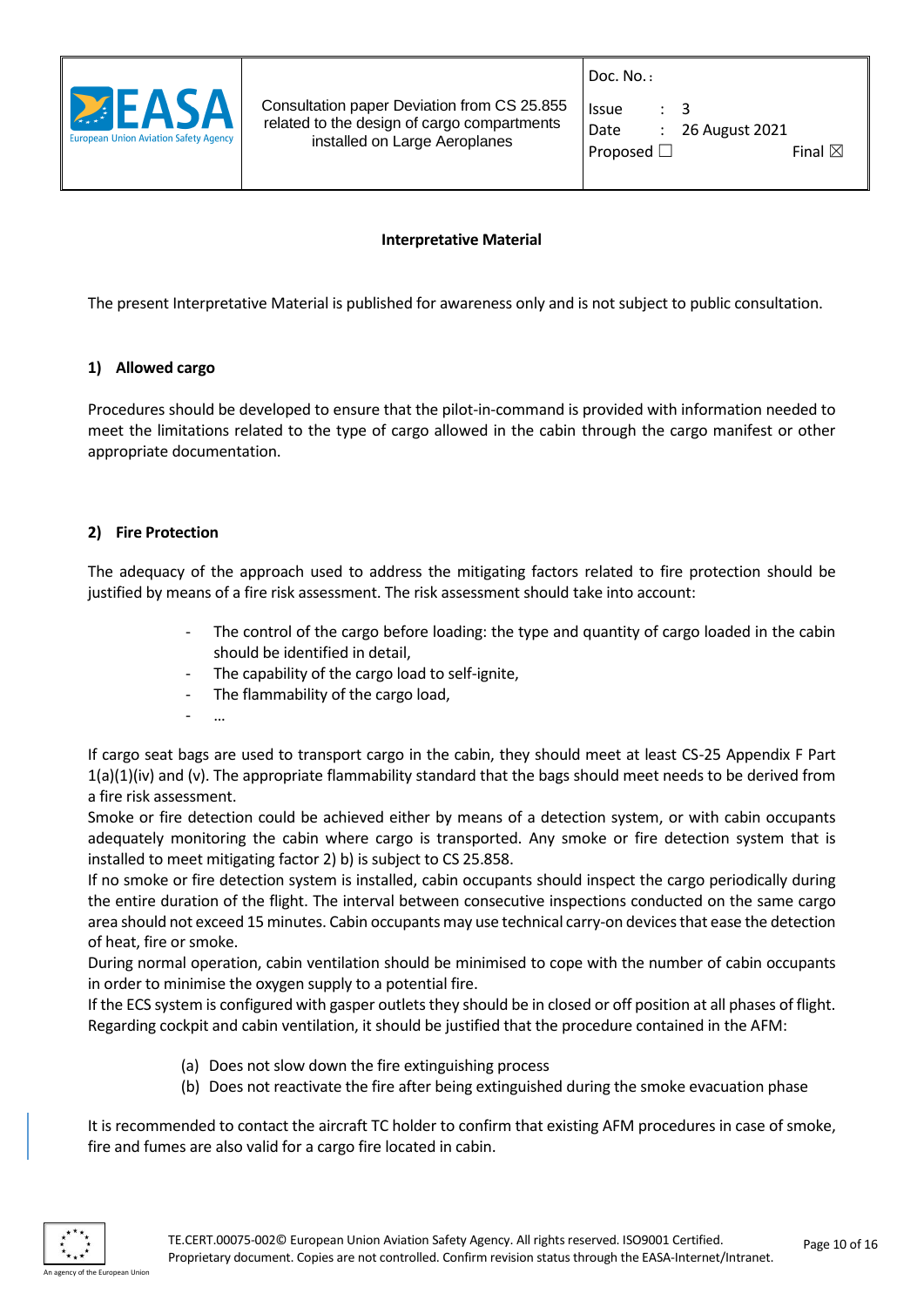## Interpretative Material

The present Interpretative Material is published for awareness only and is not subject to public consultation.

### 1) Allowed cargo

Procedures should be developed to ensure that the pilot-in-command is provided with information needed to meet the limitations related to the type of cargo allowed in the cabin through the cargo manifest or other appropriate documentation.

### 2) Fire Protection

The adequacy of the approach used to address the mitigating factors related to fire protection should be justified by means of a fire risk assessment. The risk assessment should take into account:

- The control of the cargo before loading: the type and quantity of cargo loaded in the cabin should be identified in detail,
- The capability of the cargo load to self-ignite,
- The flammability of the cargo load,
- …

If cargo seat bags are used to transport cargo in the cabin, they should meet at least CS-25 Appendix F Part 1(a)(1)(iv) and (v). The appropriate flammability standard that the bags should meet needs to be derived from a fire risk assessment.

Smoke or fire detection could be achieved either by means of a detection system, or with cabin occupants adequately monitoring the cabin where cargo is transported. Any smoke or fire detection system that is installed to meet mitigating factor 2) b) is subject to CS 25.858.

If no smoke or fire detection system is installed, cabin occupants should inspect the cargo periodically during the entire duration of the flight. The interval between consecutive inspections conducted on the same cargo area should not exceed 15 minutes. Cabin occupants may use technical carry-on devices that ease the detection of heat, fire or smoke.

During normal operation, cabin ventilation should be minimised to cope with the number of cabin occupants in order to minimise the oxygen supply to a potential fire.

If the ECS system is configured with gasper outlets they should be in closed or off position at all phases of flight.

Regarding cockpit and cabin ventilation, it should be justified that the procedure contained in the AFM:

(a) Does not slow down the fire extinguishing process

(b) Does not reactivate the fire after being extinguished during the smoke evacuation phase

It is recommended to contact the aircraft TC holder to confirm that existing AFM procedures in case of smoke, fire and fumes are also valid for a cargo fire located in cabin.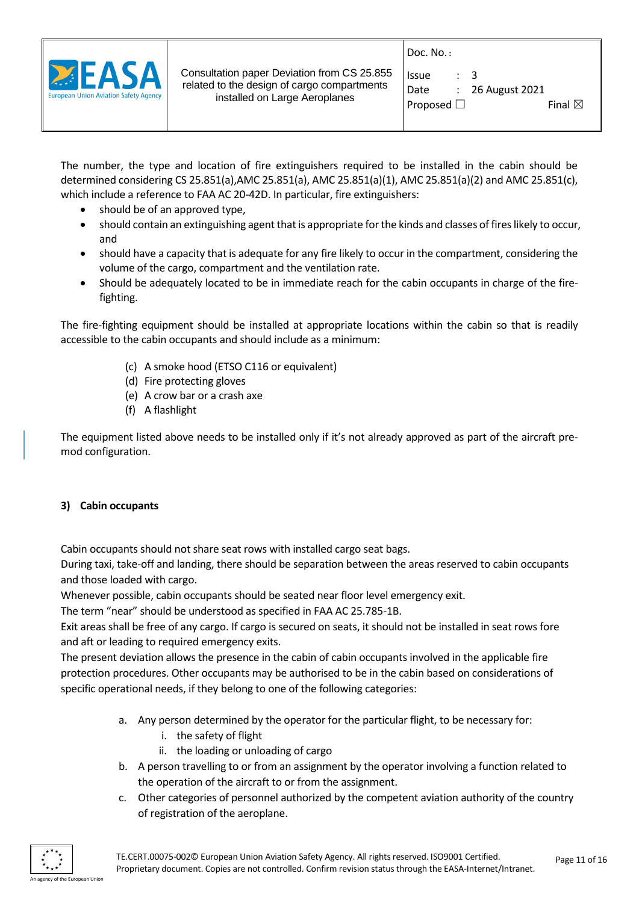The number, the type and location of fire extinguishers required to be installed in the cabin should be determined considering CS 25.851(a),AMC 25.851(a), AMC 25.851(a)(1), AMC 25.851(a)(2) and AMC 25.851(c), which include a reference to FAA AC 20-42D. In particular, fire extinguishers:

- should be of an approved type,
- should contain an extinguishing agent that is appropriate for the kinds and classes of fires likely to occur, and
- should have a capacity that is adequate for any fire likely to occur in the compartment, considering the volume of the cargo, compartment and the ventilation rate.
- Should be adequately located to be in immediate reach for the cabin occupants in charge of the fire-fighting.

The fire-fighting equipment should be installed at appropriate locations within the cabin so that is readily accessible to the cabin occupants and should include as a minimum:

(c) A smoke hood (ETSO C116 or equivalent)
(d) Fire protecting gloves
(e) A crow bar or a crash axe
(f) A flashlight

The equipment listed above needs to be installed only if it's not already approved as part of the aircraft pre-mod configuration.

**3) Cabin occupants**

Cabin occupants should not share seat rows with installed cargo seat bags.
During taxi, take-off and landing, there should be separation between the areas reserved to cabin occupants and those loaded with cargo.
Whenever possible, cabin occupants should be seated near floor level emergency exit.
The term "near" should be understood as specified in FAA AC 25.785-1B.
Exit areas shall be free of any cargo. If cargo is secured on seats, it should not be installed in seat rows fore and aft or leading to required emergency exits.
The present deviation allows the presence in the cabin of cabin occupants involved in the applicable fire protection procedures. Other occupants may be authorised to be in the cabin based on considerations of specific operational needs, if they belong to one of the following categories:

a. Any person determined by the operator for the particular flight, to be necessary for:
   i. the safety of flight
   ii. the loading or unloading of cargo
b. A person travelling to or from an assignment by the operator involving a function related to the operation of the aircraft to or from the assignment.
c. Other categories of personnel authorized by the competent aviation authority of the country of registration of the aeroplane.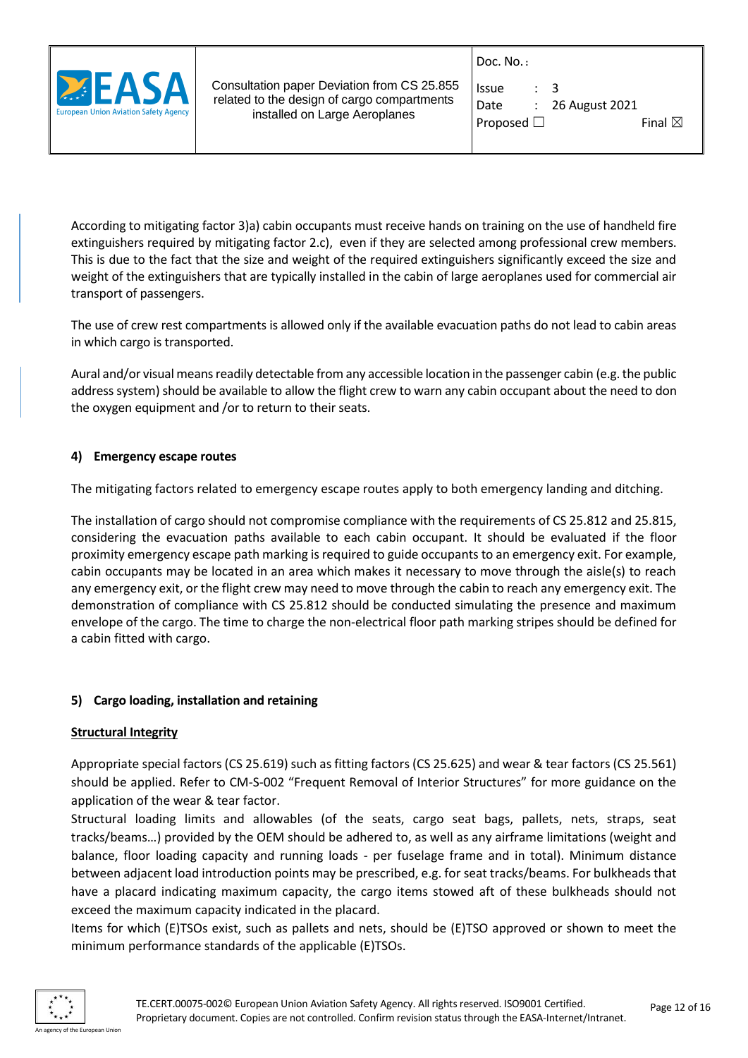According to mitigating factor 3)a) cabin occupants must receive hands on training on the use of handheld fire extinguishers required by mitigating factor 2.c), even if they are selected among professional crew members. This is due to the fact that the size and weight of the required extinguishers significantly exceed the size and weight of the extinguishers that are typically installed in the cabin of large aeroplanes used for commercial air transport of passengers.

The use of crew rest compartments is allowed only if the available evacuation paths do not lead to cabin areas in which cargo is transported.

Aural and/or visual means readily detectable from any accessible location in the passenger cabin (e.g. the public address system) should be available to allow the flight crew to warn any cabin occupant about the need to don the oxygen equipment and /or to return to their seats.

#### 4) Emergency escape routes

The mitigating factors related to emergency escape routes apply to both emergency landing and ditching.

The installation of cargo should not compromise compliance with the requirements of CS 25.812 and 25.815, considering the evacuation paths available to each cabin occupant. It should be evaluated if the floor proximity emergency escape path marking is required to guide occupants to an emergency exit. For example, cabin occupants may be located in an area which makes it necessary to move through the aisle(s) to reach any emergency exit, or the flight crew may need to move through the cabin to reach any emergency exit. The demonstration of compliance with CS 25.812 should be conducted simulating the presence and maximum envelope of the cargo. The time to charge the non-electrical floor path marking stripes should be defined for a cabin fitted with cargo.

#### 5) Cargo loading, installation and retaining

**<u>Structural Integrity</u>**

Appropriate special factors (CS 25.619) such as fitting factors (CS 25.625) and wear & tear factors (CS 25.561) should be applied. Refer to CM-S-002 "Frequent Removal of Interior Structures" for more guidance on the application of the wear & tear factor.

Structural loading limits and allowables (of the seats, cargo seat bags, pallets, nets, straps, seat tracks/beams…) provided by the OEM should be adhered to, as well as any airframe limitations (weight and balance, floor loading capacity and running loads - per fuselage frame and in total). Minimum distance between adjacent load introduction points may be prescribed, e.g. for seat tracks/beams. For bulkheads that have a placard indicating maximum capacity, the cargo items stowed aft of these bulkheads should not exceed the maximum capacity indicated in the placard.

Items for which (E)TSOs exist, such as pallets and nets, should be (E)TSO approved or shown to meet the minimum performance standards of the applicable (E)TSOs.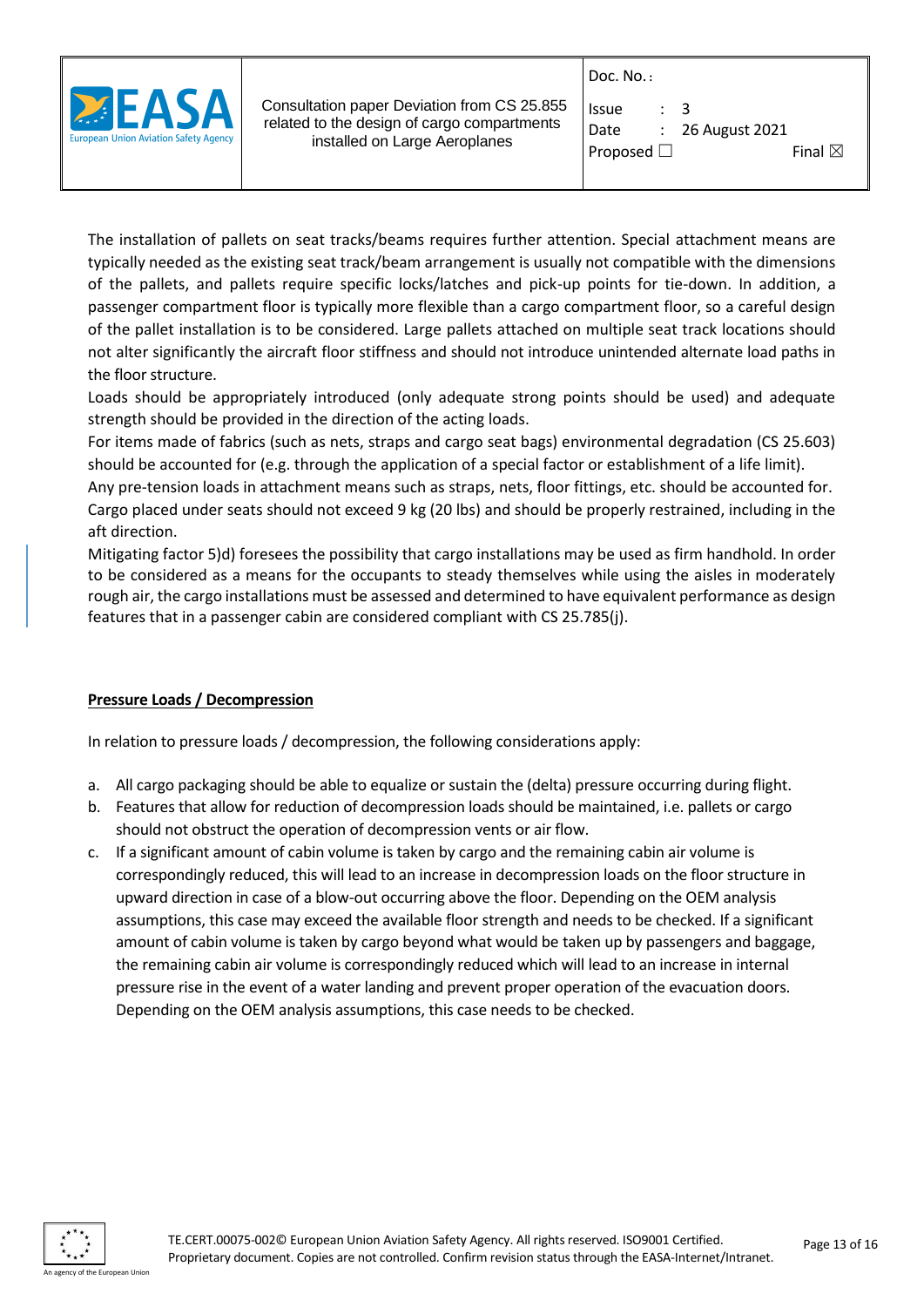The installation of pallets on seat tracks/beams requires further attention. Special attachment means are typically needed as the existing seat track/beam arrangement is usually not compatible with the dimensions of the pallets, and pallets require specific locks/latches and pick-up points for tie-down. In addition, a passenger compartment floor is typically more flexible than a cargo compartment floor, so a careful design of the pallet installation is to be considered. Large pallets attached on multiple seat track locations should not alter significantly the aircraft floor stiffness and should not introduce unintended alternate load paths in the floor structure.

Loads should be appropriately introduced (only adequate strong points should be used) and adequate strength should be provided in the direction of the acting loads.

For items made of fabrics (such as nets, straps and cargo seat bags) environmental degradation (CS 25.603) should be accounted for (e.g. through the application of a special factor or establishment of a life limit).

Any pre-tension loads in attachment means such as straps, nets, floor fittings, etc. should be accounted for.

Cargo placed under seats should not exceed 9 kg (20 lbs) and should be properly restrained, including in the aft direction.

Mitigating factor 5)d) foresees the possibility that cargo installations may be used as firm handhold. In order to be considered as a means for the occupants to steady themselves while using the aisles in moderately rough air, the cargo installations must be assessed and determined to have equivalent performance as design features that in a passenger cabin are considered compliant with CS 25.785(j).

**Pressure Loads / Decompression**

In relation to pressure loads / decompression, the following considerations apply:

a. All cargo packaging should be able to equalize or sustain the (delta) pressure occurring during flight.
b. Features that allow for reduction of decompression loads should be maintained, i.e. pallets or cargo should not obstruct the operation of decompression vents or air flow.
c. If a significant amount of cabin volume is taken by cargo and the remaining cabin air volume is correspondingly reduced, this will lead to an increase in decompression loads on the floor structure in upward direction in case of a blow-out occurring above the floor. Depending on the OEM analysis assumptions, this case may exceed the available floor strength and needs to be checked. If a significant amount of cabin volume is taken by cargo beyond what would be taken up by passengers and baggage, the remaining cabin air volume is correspondingly reduced which will lead to an increase in internal pressure rise in the event of a water landing and prevent proper operation of the evacuation doors. Depending on the OEM analysis assumptions, this case needs to be checked.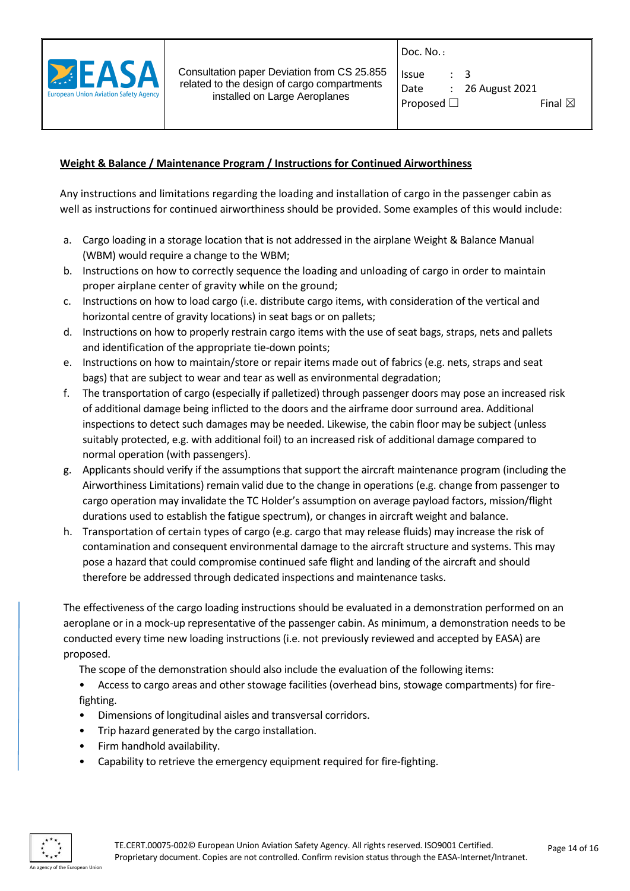**Weight & Balance / Maintenance Program / Instructions for Continued Airworthiness**

Any instructions and limitations regarding the loading and installation of cargo in the passenger cabin as well as instructions for continued airworthiness should be provided. Some examples of this would include:

a. Cargo loading in a storage location that is not addressed in the airplane Weight & Balance Manual (WBM) would require a change to the WBM;
b. Instructions on how to correctly sequence the loading and unloading of cargo in order to maintain proper airplane center of gravity while on the ground;
c. Instructions on how to load cargo (i.e. distribute cargo items, with consideration of the vertical and horizontal centre of gravity locations) in seat bags or on pallets;
d. Instructions on how to properly restrain cargo items with the use of seat bags, straps, nets and pallets and identification of the appropriate tie-down points;
e. Instructions on how to maintain/store or repair items made out of fabrics (e.g. nets, straps and seat bags) that are subject to wear and tear as well as environmental degradation;
f. The transportation of cargo (especially if palletized) through passenger doors may pose an increased risk of additional damage being inflicted to the doors and the airframe door surround area. Additional inspections to detect such damages may be needed. Likewise, the cabin floor may be subject (unless suitably protected, e.g. with additional foil) to an increased risk of additional damage compared to normal operation (with passengers).
g. Applicants should verify if the assumptions that support the aircraft maintenance program (including the Airworthiness Limitations) remain valid due to the change in operations (e.g. change from passenger to cargo operation may invalidate the TC Holder's assumption on average payload factors, mission/flight durations used to establish the fatigue spectrum), or changes in aircraft weight and balance.
h. Transportation of certain types of cargo (e.g. cargo that may release fluids) may increase the risk of contamination and consequent environmental damage to the aircraft structure and systems. This may pose a hazard that could compromise continued safe flight and landing of the aircraft and should therefore be addressed through dedicated inspections and maintenance tasks.

The effectiveness of the cargo loading instructions should be evaluated in a demonstration performed on an aeroplane or in a mock-up representative of the passenger cabin. As minimum, a demonstration needs to be conducted every time new loading instructions (i.e. not previously reviewed and accepted by EASA) are proposed.

The scope of the demonstration should also include the evaluation of the following items:

- Access to cargo areas and other stowage facilities (overhead bins, stowage compartments) for fire-fighting.
- Dimensions of longitudinal aisles and transversal corridors.
- Trip hazard generated by the cargo installation.
- Firm handhold availability.
- Capability to retrieve the emergency equipment required for fire-fighting.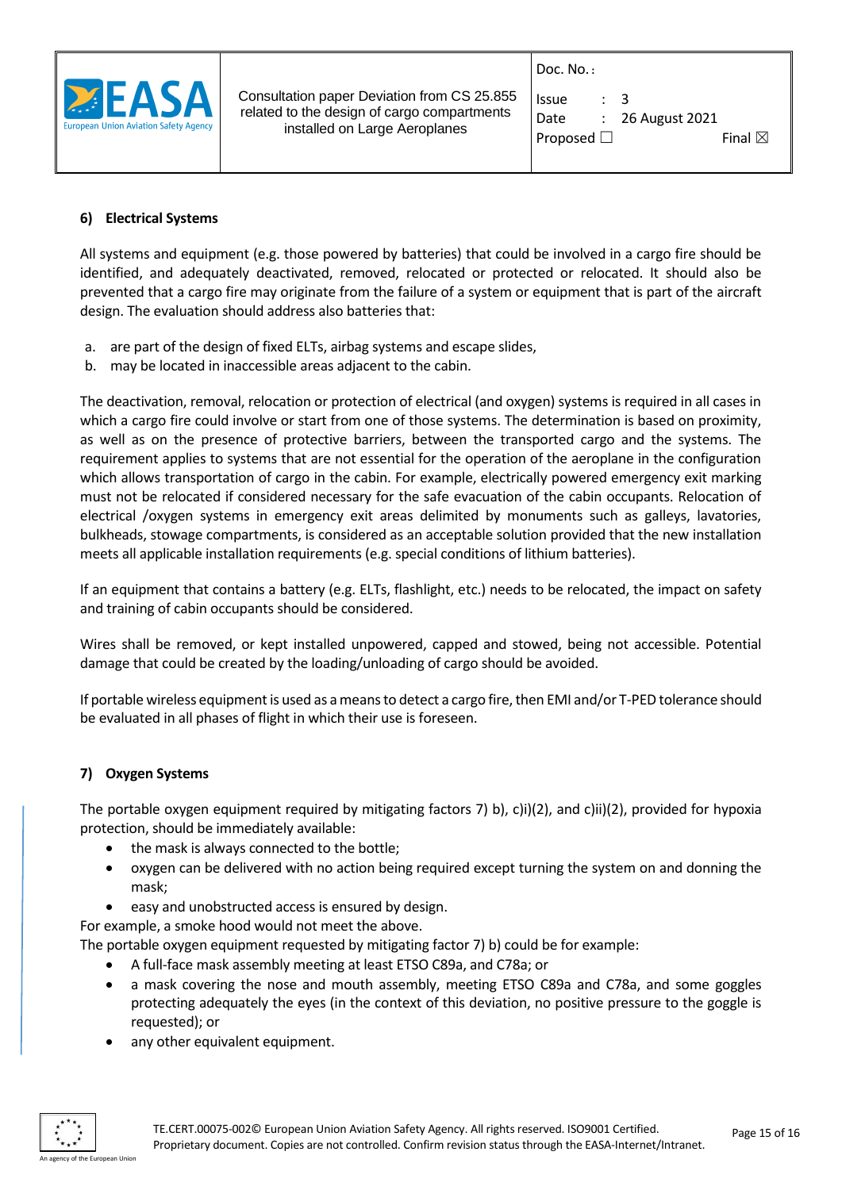## 6) Electrical Systems

All systems and equipment (e.g. those powered by batteries) that could be involved in a cargo fire should be identified, and adequately deactivated, removed, relocated or protected or relocated. It should also be prevented that a cargo fire may originate from the failure of a system or equipment that is part of the aircraft design. The evaluation should address also batteries that:

a. are part of the design of fixed ELTs, airbag systems and escape slides,
b. may be located in inaccessible areas adjacent to the cabin.

The deactivation, removal, relocation or protection of electrical (and oxygen) systems is required in all cases in which a cargo fire could involve or start from one of those systems. The determination is based on proximity, as well as on the presence of protective barriers, between the transported cargo and the systems. The requirement applies to systems that are not essential for the operation of the aeroplane in the configuration which allows transportation of cargo in the cabin. For example, electrically powered emergency exit marking must not be relocated if considered necessary for the safe evacuation of the cabin occupants. Relocation of electrical /oxygen systems in emergency exit areas delimited by monuments such as galleys, lavatories, bulkheads, stowage compartments, is considered as an acceptable solution provided that the new installation meets all applicable installation requirements (e.g. special conditions of lithium batteries).

If an equipment that contains a battery (e.g. ELTs, flashlight, etc.) needs to be relocated, the impact on safety and training of cabin occupants should be considered.

Wires shall be removed, or kept installed unpowered, capped and stowed, being not accessible. Potential damage that could be created by the loading/unloading of cargo should be avoided.

If portable wireless equipment is used as a means to detect a cargo fire, then EMI and/or T-PED tolerance should be evaluated in all phases of flight in which their use is foreseen.

## 7) Oxygen Systems

The portable oxygen equipment required by mitigating factors 7) b), c)i)(2), and c)ii)(2), provided for hypoxia protection, should be immediately available:

- the mask is always connected to the bottle;
- oxygen can be delivered with no action being required except turning the system on and donning the mask;
- easy and unobstructed access is ensured by design.

For example, a smoke hood would not meet the above.

The portable oxygen equipment requested by mitigating factor 7) b) could be for example:

- A full-face mask assembly meeting at least ETSO C89a, and C78a; or
- a mask covering the nose and mouth assembly, meeting ETSO C89a and C78a, and some goggles protecting adequately the eyes (in the context of this deviation, no positive pressure to the goggle is requested); or
- any other equivalent equipment.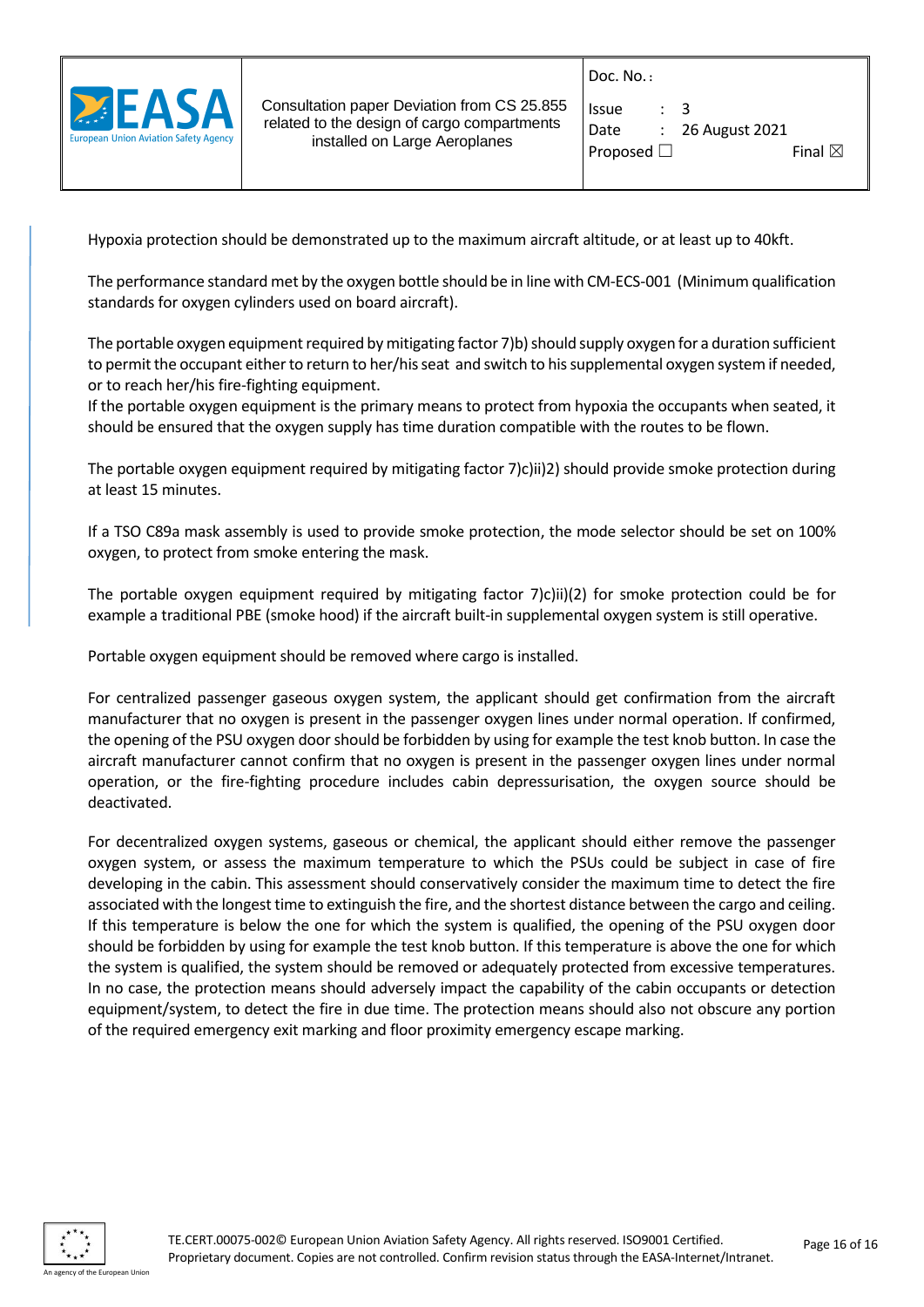Hypoxia protection should be demonstrated up to the maximum aircraft altitude, or at least up to 40kft.

The performance standard met by the oxygen bottle should be in line with CM-ECS-001 (Minimum qualification standards for oxygen cylinders used on board aircraft).

The portable oxygen equipment required by mitigating factor 7)b) should supply oxygen for a duration sufficient to permit the occupant either to return to her/his seat and switch to his supplemental oxygen system if needed, or to reach her/his fire-fighting equipment.
If the portable oxygen equipment is the primary means to protect from hypoxia the occupants when seated, it should be ensured that the oxygen supply has time duration compatible with the routes to be flown.

The portable oxygen equipment required by mitigating factor 7)c)ii)2) should provide smoke protection during at least 15 minutes.

If a TSO C89a mask assembly is used to provide smoke protection, the mode selector should be set on 100% oxygen, to protect from smoke entering the mask.

The portable oxygen equipment required by mitigating factor 7)c)ii)(2) for smoke protection could be for example a traditional PBE (smoke hood) if the aircraft built-in supplemental oxygen system is still operative.

Portable oxygen equipment should be removed where cargo is installed.

For centralized passenger gaseous oxygen system, the applicant should get confirmation from the aircraft manufacturer that no oxygen is present in the passenger oxygen lines under normal operation. If confirmed, the opening of the PSU oxygen door should be forbidden by using for example the test knob button. In case the aircraft manufacturer cannot confirm that no oxygen is present in the passenger oxygen lines under normal operation, or the fire-fighting procedure includes cabin depressurisation, the oxygen source should be deactivated.

For decentralized oxygen systems, gaseous or chemical, the applicant should either remove the passenger oxygen system, or assess the maximum temperature to which the PSUs could be subject in case of fire developing in the cabin. This assessment should conservatively consider the maximum time to detect the fire associated with the longest time to extinguish the fire, and the shortest distance between the cargo and ceiling. If this temperature is below the one for which the system is qualified, the opening of the PSU oxygen door should be forbidden by using for example the test knob button. If this temperature is above the one for which the system is qualified, the system should be removed or adequately protected from excessive temperatures. In no case, the protection means should adversely impact the capability of the cabin occupants or detection equipment/system, to detect the fire in due time. The protection means should also not obscure any portion of the required emergency exit marking and floor proximity emergency escape marking.